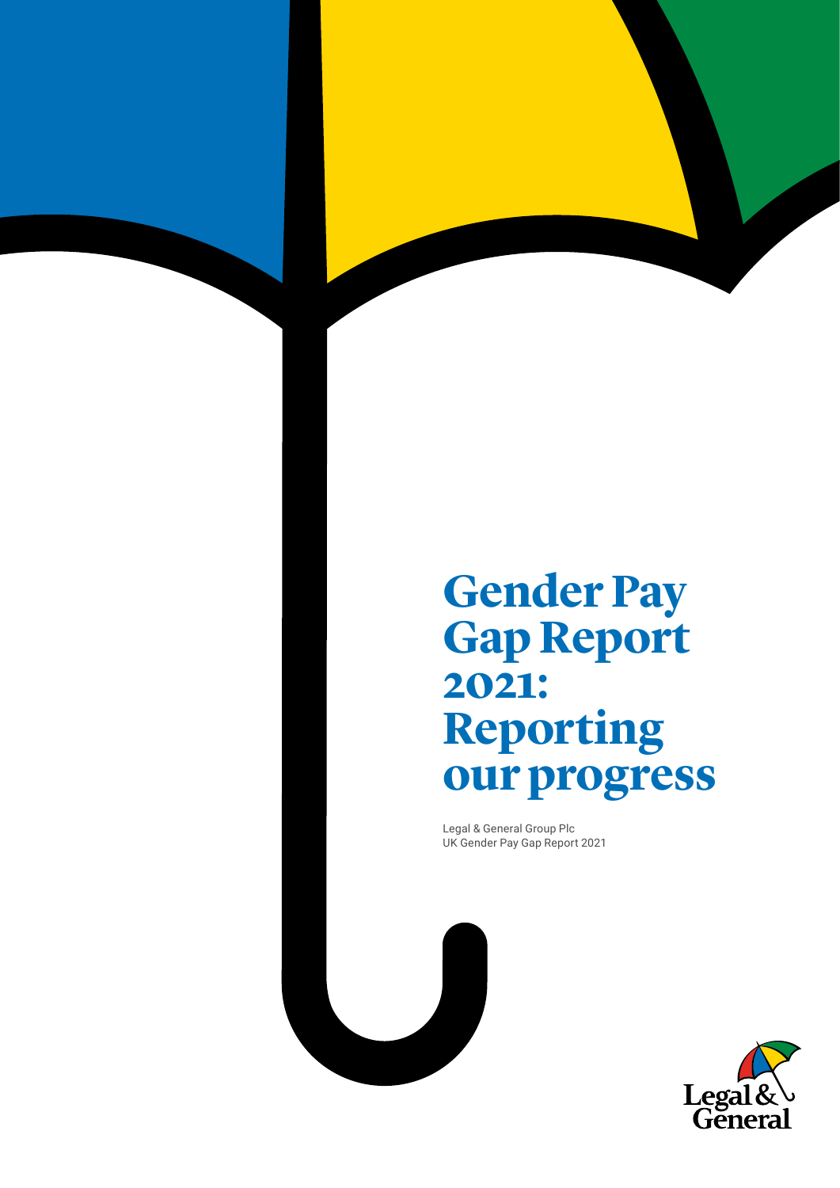# Gender Pay Gap Report 2021: Reporting our progress

Legal & General Group Plc
UK Gender Pay Gap Report 2021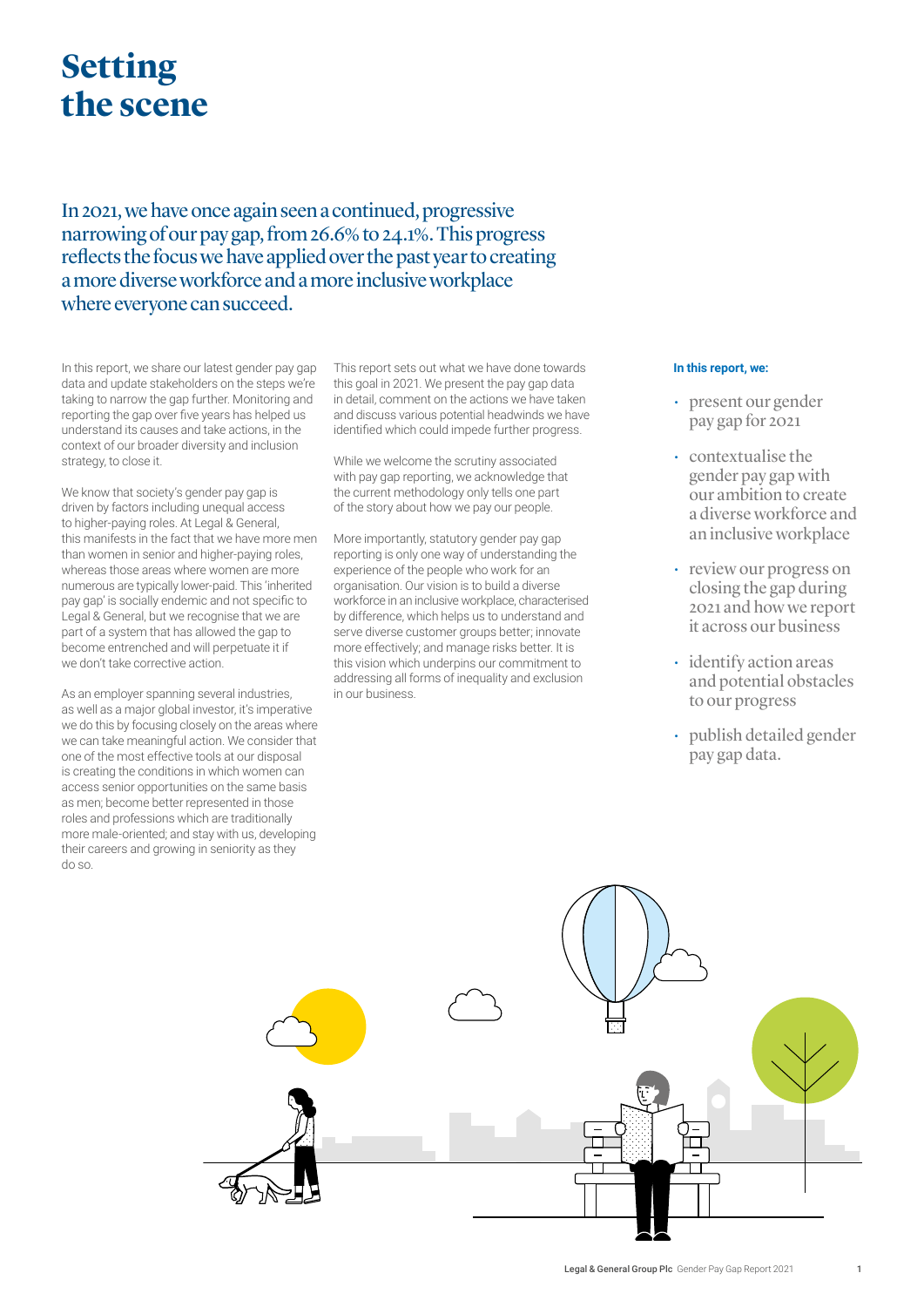# Setting the scene

In 2021, we have once again seen a continued, progressive narrowing of our pay gap, from 26.6% to 24.1%. This progress reflects the focus we have applied over the past year to creating a more diverse workforce and a more inclusive workplace where everyone can succeed.

In this report, we share our latest gender pay gap data and update stakeholders on the steps we're taking to narrow the gap further. Monitoring and reporting the gap over five years has helped us understand its causes and take actions, in the context of our broader diversity and inclusion strategy, to close it.

We know that society's gender pay gap is driven by factors including unequal access to higher-paying roles. At Legal & General, this manifests in the fact that we have more men than women in senior and higher-paying roles, whereas those areas where women are more numerous are typically lower-paid. This 'inherited pay gap' is socially endemic and not specific to Legal & General, but we recognise that we are part of a system that has allowed the gap to become entrenched and will perpetuate it if we don't take corrective action.

As an employer spanning several industries, as well as a major global investor, it's imperative we do this by focusing closely on the areas where we can take meaningful action. We consider that one of the most effective tools at our disposal is creating the conditions in which women can access senior opportunities on the same basis as men; become better represented in those roles and professions which are traditionally more male-oriented; and stay with us, developing their careers and growing in seniority as they do so.

This report sets out what we have done towards this goal in 2021. We present the pay gap data in detail, comment on the actions we have taken and discuss various potential headwinds we have identified which could impede further progress.

While we welcome the scrutiny associated with pay gap reporting, we acknowledge that the current methodology only tells one part of the story about how we pay our people.

More importantly, statutory gender pay gap reporting is only one way of understanding the experience of the people who work for an organisation. Our vision is to build a diverse workforce in an inclusive workplace, characterised by difference, which helps us to understand and serve diverse customer groups better; innovate more effectively; and manage risks better. It is this vision which underpins our commitment to addressing all forms of inequality and exclusion in our business.

**In this report, we:**

- present our gender pay gap for 2021
- contextualise the gender pay gap with our ambition to create a diverse workforce and an inclusive workplace
- review our progress on closing the gap during 2021 and how we report it across our business
- identify action areas and potential obstacles to our progress
- publish detailed gender pay gap data.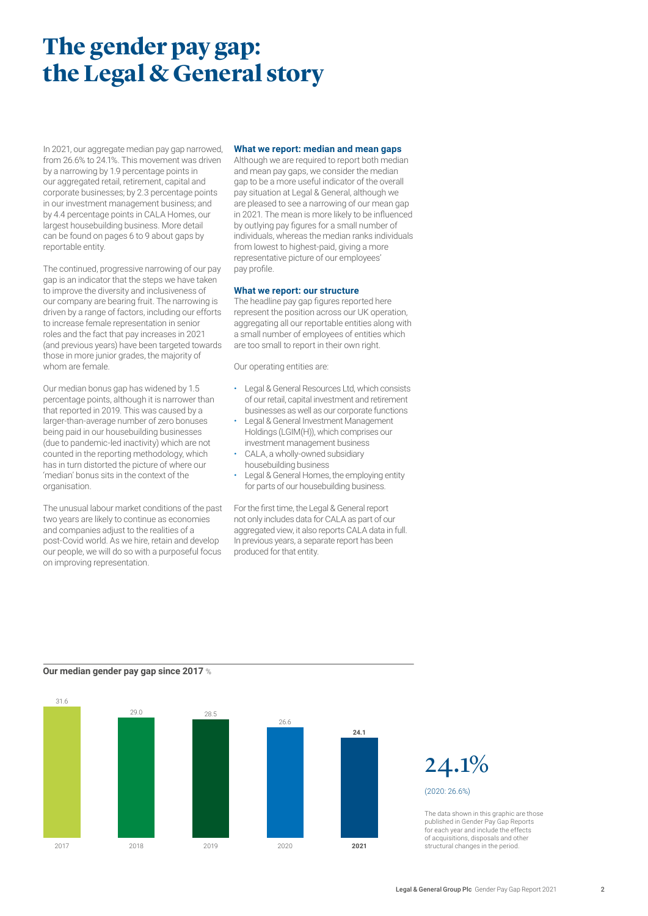# The gender pay gap: the Legal & General story

In 2021, our aggregate median pay gap narrowed, from 26.6% to 24.1%. This movement was driven by a narrowing by 1.9 percentage points in our aggregated retail, retirement, capital and corporate businesses; by 2.3 percentage points in our investment management business; and by 4.4 percentage points in CALA Homes, our largest housebuilding business. More detail can be found on pages 6 to 9 about gaps by reportable entity.

The continued, progressive narrowing of our pay gap is an indicator that the steps we have taken to improve the diversity and inclusiveness of our company are bearing fruit. The narrowing is driven by a range of factors, including our efforts to increase female representation in senior roles and the fact that pay increases in 2021 (and previous years) have been targeted towards those in more junior grades, the majority of whom are female.

Our median bonus gap has widened by 1.5 percentage points, although it is narrower than that reported in 2019. This was caused by a larger-than-average number of zero bonuses being paid in our housebuilding businesses (due to pandemic-led inactivity) which are not counted in the reporting methodology, which has in turn distorted the picture of where our 'median' bonus sits in the context of the organisation.

The unusual labour market conditions of the past two years are likely to continue as economies and companies adjust to the realities of a post-Covid world. As we hire, retain and develop our people, we will do so with a purposeful focus on improving representation.

### What we report: median and mean gaps

Although we are required to report both median and mean pay gaps, we consider the median gap to be a more useful indicator of the overall pay situation at Legal & General, although we are pleased to see a narrowing of our mean gap in 2021. The mean is more likely to be influenced by outlying pay figures for a small number of individuals, whereas the median ranks individuals from lowest to highest-paid, giving a more representative picture of our employees' pay profile.

### What we report: our structure

The headline pay gap figures reported here represent the position across our UK operation, aggregating all our reportable entities along with a small number of employees of entities which are too small to report in their own right.

Our operating entities are:

- Legal & General Resources Ltd, which consists of our retail, capital investment and retirement businesses as well as our corporate functions
- Legal & General Investment Management Holdings (LGIM(H)), which comprises our investment management business
- CALA, a wholly-owned subsidiary housebuilding business
- Legal & General Homes, the employing entity for parts of our housebuilding business.

For the first time, the Legal & General report not only includes data for CALA as part of our aggregated view, it also reports CALA data in full. In previous years, a separate report has been produced for that entity.

**Our median gender pay gap since 2017** %

| Year | Median gender pay gap (%) |
|---|---|
| 2017 | 31.6 |
| 2018 | 29.0 |
| 2019 | 28.5 |
| 2020 | 26.6 |
| **2021** | **24.1** |

24.1%

(2020: 26.6%)

The data shown in this graphic are those published in Gender Pay Gap Reports for each year and include the effects of acquisitions, disposals and other structural changes in the period.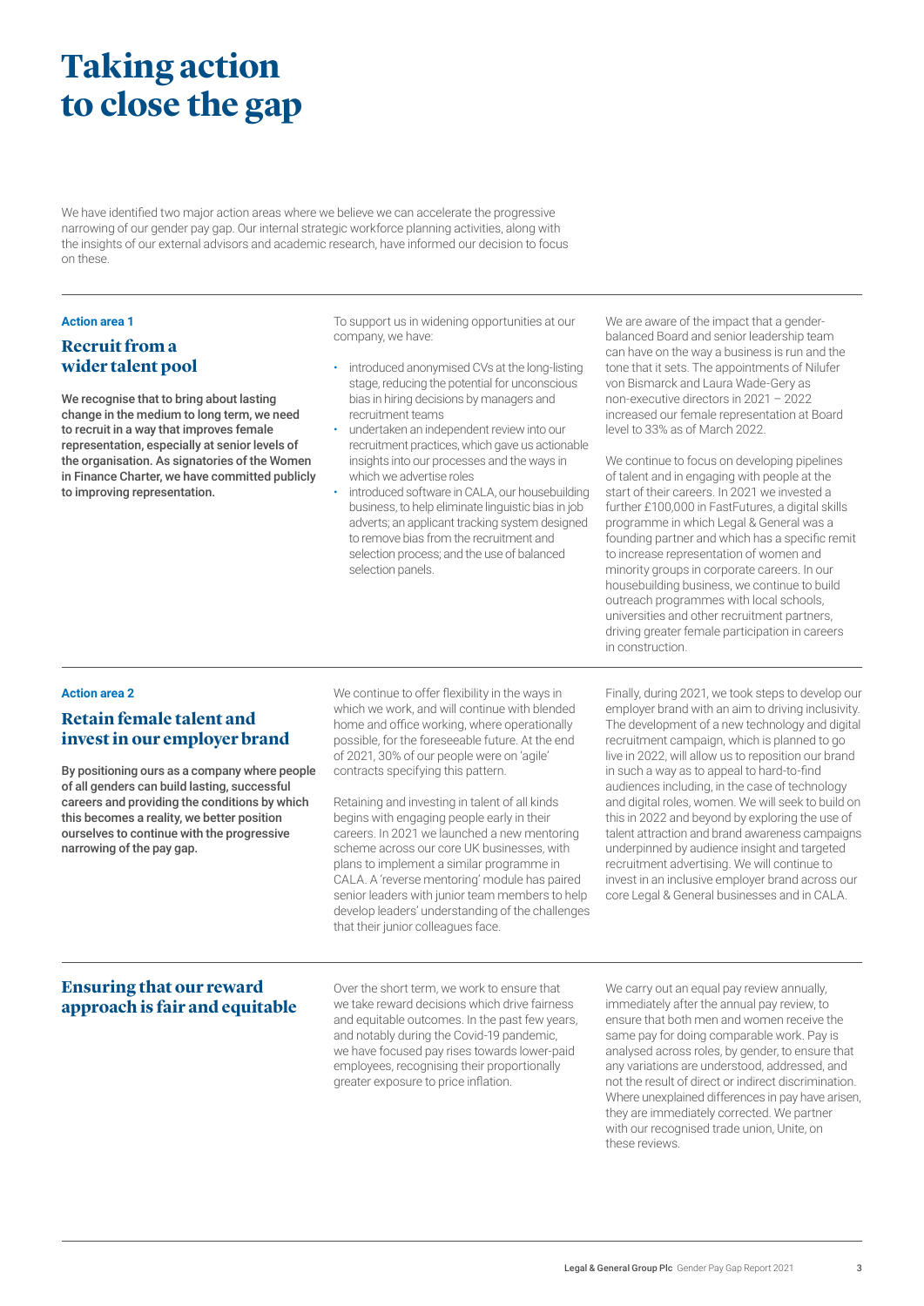# Taking action to close the gap

We have identified two major action areas where we believe we can accelerate the progressive narrowing of our gender pay gap. Our internal strategic workforce planning activities, along with the insights of our external advisors and academic research, have informed our decision to focus on these.

**Action area 1**

## Recruit from a wider talent pool

**We recognise that to bring about lasting change in the medium to long term, we need to recruit in a way that improves female representation, especially at senior levels of the organisation. As signatories of the Women in Finance Charter, we have committed publicly to improving representation.**

To support us in widening opportunities at our company, we have:

- introduced anonymised CVs at the long-listing stage, reducing the potential for unconscious bias in hiring decisions by managers and recruitment teams
- undertaken an independent review into our recruitment practices, which gave us actionable insights into our processes and the ways in which we advertise roles
- introduced software in CALA, our housebuilding business, to help eliminate linguistic bias in job adverts; an applicant tracking system designed to remove bias from the recruitment and selection process; and the use of balanced selection panels.

We are aware of the impact that a gender-balanced Board and senior leadership team can have on the way a business is run and the tone that it sets. The appointments of Nilufer von Bismarck and Laura Wade-Gery as non-executive directors in 2021 – 2022 increased our female representation at Board level to 33% as of March 2022.

We continue to focus on developing pipelines of talent and in engaging with people at the start of their careers. In 2021 we invested a further £100,000 in FastFutures, a digital skills programme in which Legal & General was a founding partner and which has a specific remit to increase representation of women and minority groups in corporate careers. In our housebuilding business, we continue to build outreach programmes with local schools, universities and other recruitment partners, driving greater female participation in careers in construction.

**Action area 2**

## Retain female talent and invest in our employer brand

**By positioning ours as a company where people of all genders can build lasting, successful careers and providing the conditions by which this becomes a reality, we better position ourselves to continue with the progressive narrowing of the pay gap.**

We continue to offer flexibility in the ways in which we work, and will continue with blended home and office working, where operationally possible, for the foreseeable future. At the end of 2021, 30% of our people were on 'agile' contracts specifying this pattern.

Retaining and investing in talent of all kinds begins with engaging people early in their careers. In 2021 we launched a new mentoring scheme across our core UK businesses, with plans to implement a similar programme in CALA. A 'reverse mentoring' module has paired senior leaders with junior team members to help develop leaders' understanding of the challenges that their junior colleagues face.

Finally, during 2021, we took steps to develop our employer brand with an aim to driving inclusivity. The development of a new technology and digital recruitment campaign, which is planned to go live in 2022, will allow us to reposition our brand in such a way as to appeal to hard-to-find audiences including, in the case of technology and digital roles, women. We will seek to build on this in 2022 and beyond by exploring the use of talent attraction and brand awareness campaigns underpinned by audience insight and targeted recruitment advertising. We will continue to invest in an inclusive employer brand across our core Legal & General businesses and in CALA.

## Ensuring that our reward approach is fair and equitable

Over the short term, we work to ensure that we take reward decisions which drive fairness and equitable outcomes. In the past few years, and notably during the Covid-19 pandemic, we have focused pay rises towards lower-paid employees, recognising their proportionally greater exposure to price inflation.

We carry out an equal pay review annually, immediately after the annual pay review, to ensure that both men and women receive the same pay for doing comparable work. Pay is analysed across roles, by gender, to ensure that any variations are understood, addressed, and not the result of direct or indirect discrimination. Where unexplained differences in pay have arisen, they are immediately corrected. We partner with our recognised trade union, Unite, on these reviews.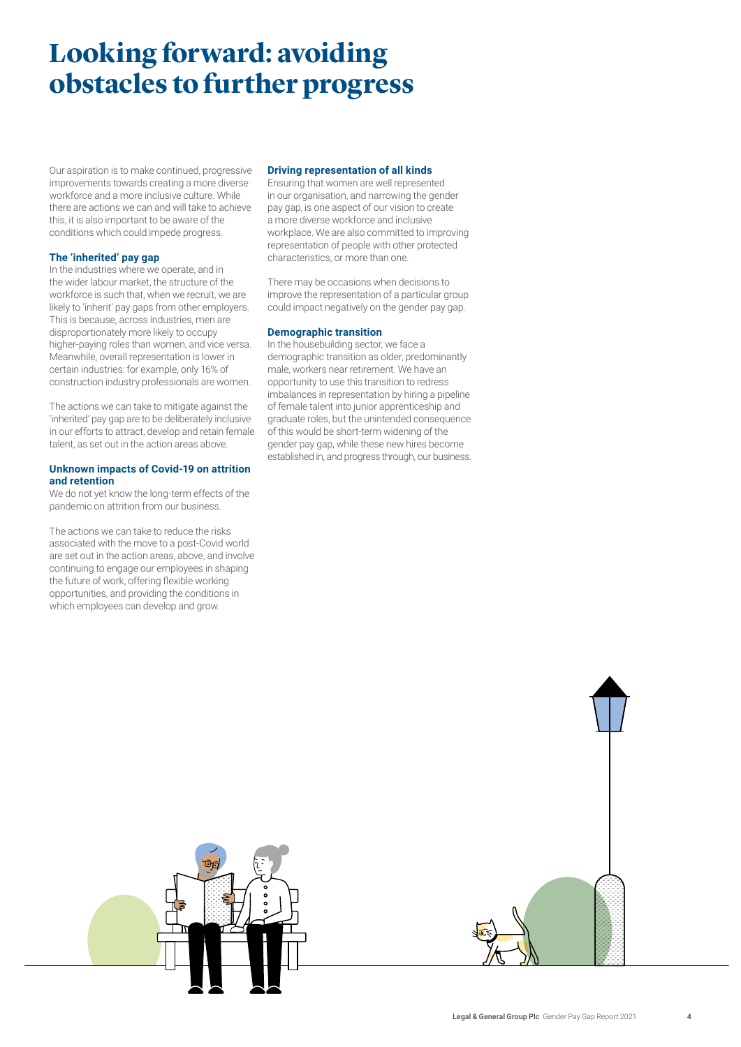# Looking forward: avoiding obstacles to further progress

Our aspiration is to make continued, progressive improvements towards creating a more diverse workforce and a more inclusive culture. While there are actions we can and will take to achieve this, it is also important to be aware of the conditions which could impede progress.

### The 'inherited' pay gap

In the industries where we operate, and in the wider labour market, the structure of the workforce is such that, when we recruit, we are likely to 'inherit' pay gaps from other employers. This is because, across industries, men are disproportionately more likely to occupy higher-paying roles than women, and vice versa. Meanwhile, overall representation is lower in certain industries: for example, only 16% of construction industry professionals are women.

The actions we can take to mitigate against the 'inherited' pay gap are to be deliberately inclusive in our efforts to attract, develop and retain female talent, as set out in the action areas above.

### Unknown impacts of Covid-19 on attrition and retention

We do not yet know the long-term effects of the pandemic on attrition from our business.

The actions we can take to reduce the risks associated with the move to a post-Covid world are set out in the action areas, above, and involve continuing to engage our employees in shaping the future of work, offering flexible working opportunities, and providing the conditions in which employees can develop and grow.

### Driving representation of all kinds

Ensuring that women are well represented in our organisation, and narrowing the gender pay gap, is one aspect of our vision to create a more diverse workforce and inclusive workplace. We are also committed to improving representation of people with other protected characteristics, or more than one.

There may be occasions when decisions to improve the representation of a particular group could impact negatively on the gender pay gap.

### Demographic transition

In the housebuilding sector, we face a demographic transition as older, predominantly male, workers near retirement. We have an opportunity to use this transition to redress imbalances in representation by hiring a pipeline of female talent into junior apprenticeship and graduate roles, but the unintended consequence of this would be short-term widening of the gender pay gap, while these new hires become established in, and progress through, our business.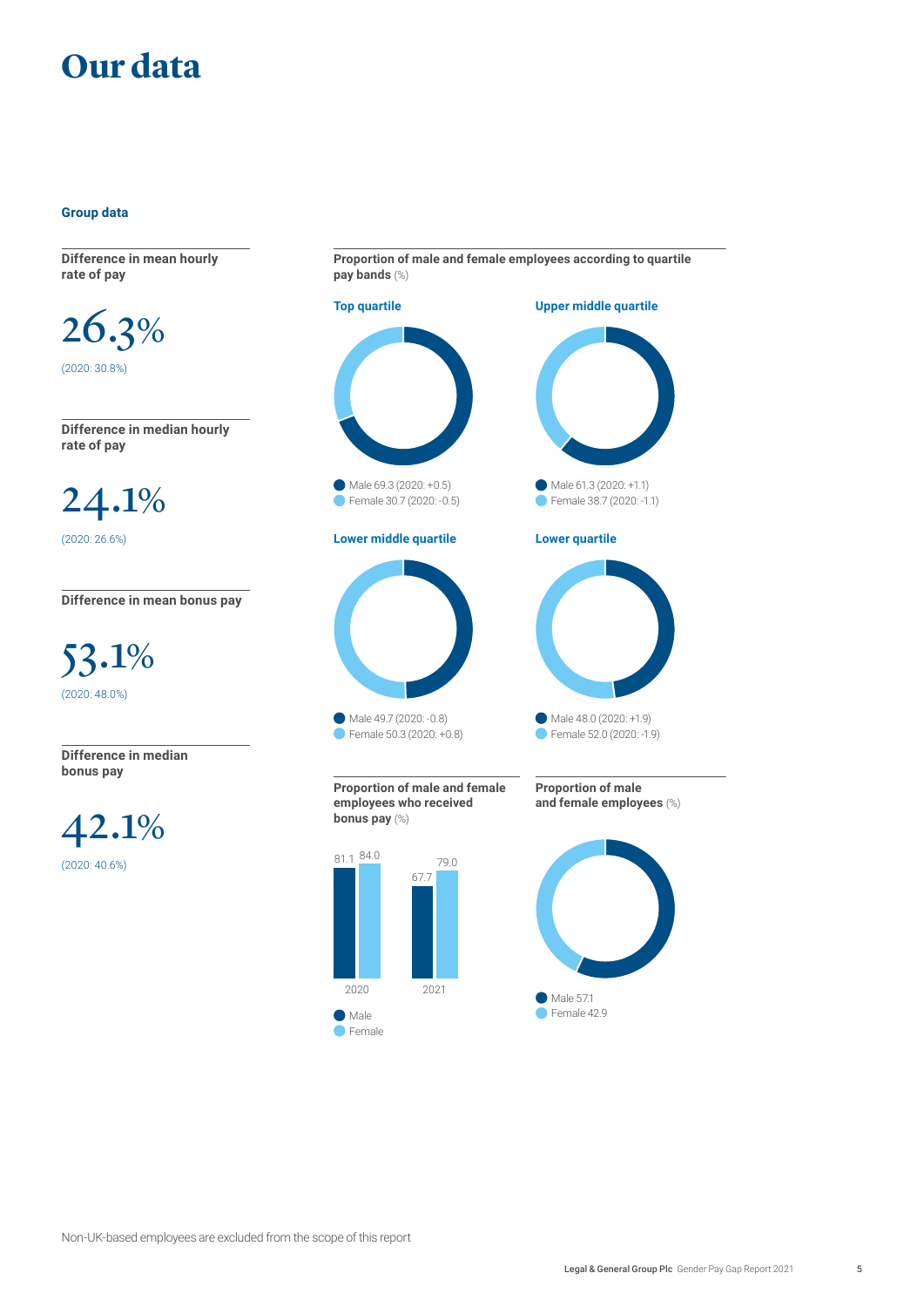# Our data

### Group data

**Difference in mean hourly rate of pay**

26.3%

(2020: 30.8%)

**Difference in median hourly rate of pay**

24.1%

(2020: 26.6%)

**Difference in mean bonus pay**

53.1%

(2020: 48.0%)

**Difference in median bonus pay**

42.1%

(2020: 40.6%)

**Proportion of male and female employees according to quartile pay bands** (%)

**Top quartile**

- Male 69.3 (2020: +0.5)
- Female 30.7 (2020: -0.5)

**Upper middle quartile**

- Male 61.3 (2020: +1.1)
- Female 38.7 (2020: -1.1)

**Lower middle quartile**

- Male 49.7 (2020: -0.8)
- Female 50.3 (2020: +0.8)

**Lower quartile**

- Male 48.0 (2020: +1.9)
- Female 52.0 (2020: -1.9)

**Proportion of male and female employees who received bonus pay** (%)

| | Male | Female |
|---|---|---|
| 2020 | 81.1 | 84.0 |
| 2021 | 67.7 | 79.0 |

**Proportion of male and female employees** (%)

- Male 57.1
- Female 42.9

Non-UK-based employees are excluded from the scope of this report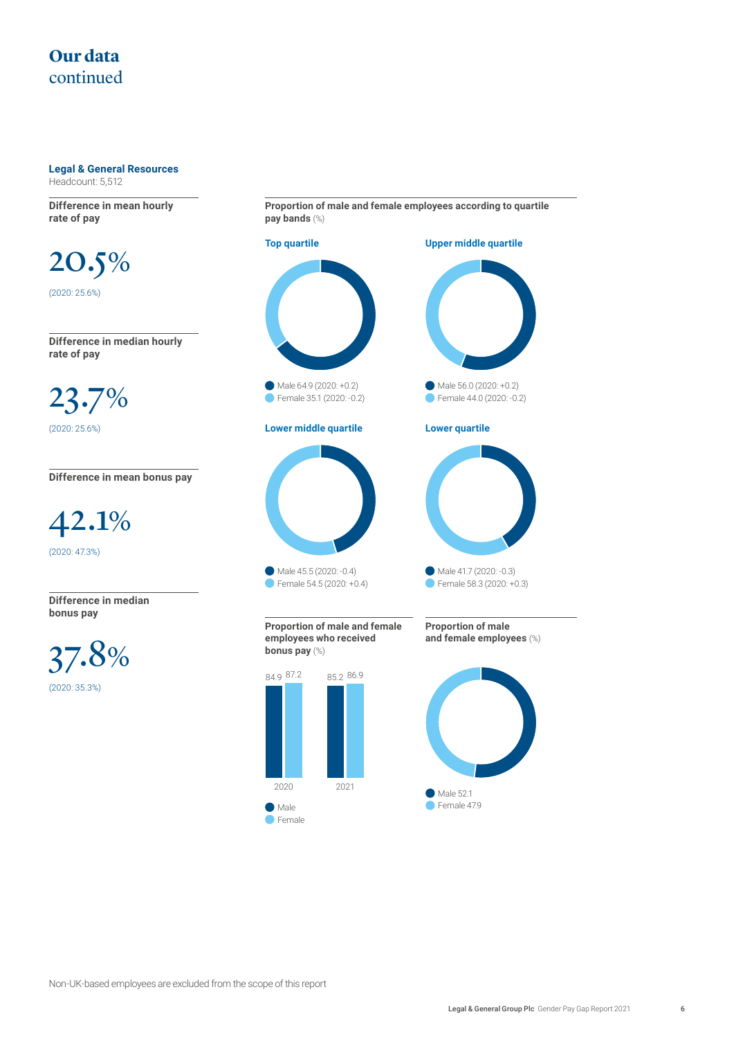# Our data
continued

## Legal & General Resources

Headcount: 5,512

**Difference in mean hourly rate of pay**

20.5%

(2020: 25.6%)

**Difference in median hourly rate of pay**

23.7%

(2020: 25.6%)

**Difference in mean bonus pay**

42.1%

(2020: 47.3%)

**Difference in median bonus pay**

37.8%

(2020: 35.3%)

**Proportion of male and female employees according to quartile pay bands** (%)

**Top quartile**

- Male 64.9 (2020: +0.2)
- Female 35.1 (2020: -0.2)

**Upper middle quartile**

- Male 56.0 (2020: +0.2)
- Female 44.0 (2020: -0.2)

**Lower middle quartile**

- Male 45.5 (2020: -0.4)
- Female 54.5 (2020: +0.4)

**Lower quartile**

- Male 41.7 (2020: -0.3)
- Female 58.3 (2020: +0.3)

**Proportion of male and female employees who received bonus pay** (%)

| | 2020 | 2021 |
|---|---|---|
| Male | 84.9 | 85.2 |
| Female | 87.2 | 86.9 |

**Proportion of male and female employees** (%)

- Male 52.1
- Female 47.9

Non-UK-based employees are excluded from the scope of this report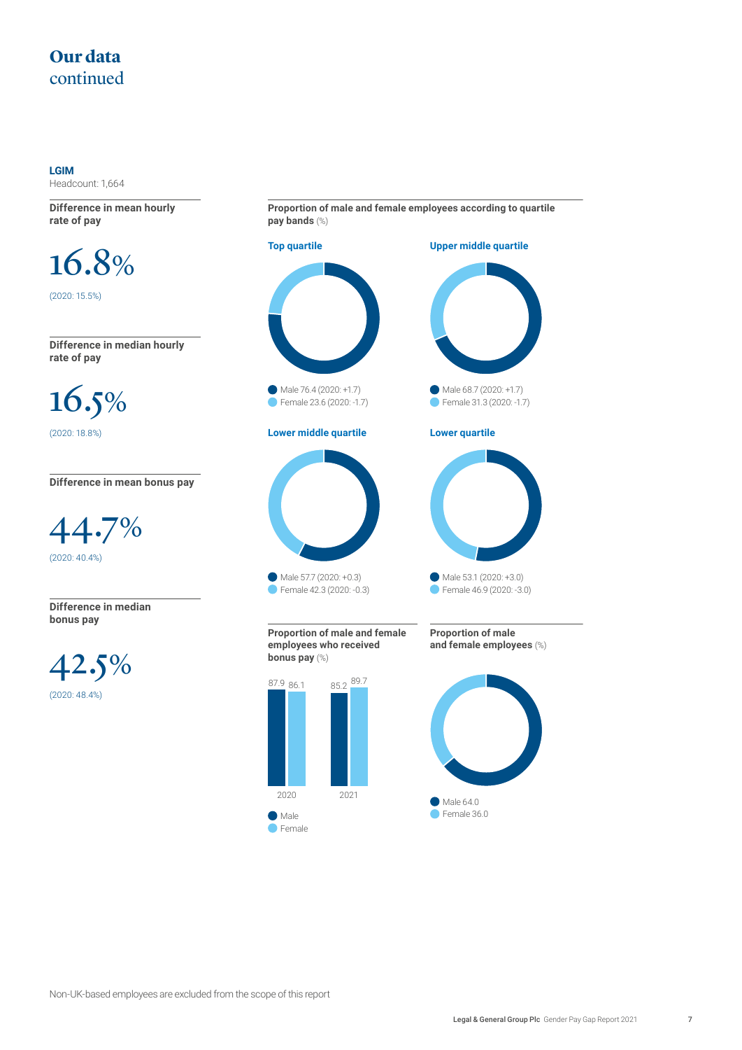# Our data
continued

**LGIM**
Headcount: 1,664

**Difference in mean hourly rate of pay**

16.8%

(2020: 15.5%)

**Difference in median hourly rate of pay**

16.5%

(2020: 18.8%)

**Difference in mean bonus pay**

44.7%

(2020: 40.4%)

**Difference in median bonus pay**

42.5%

(2020: 48.4%)

**Proportion of male and female employees according to quartile pay bands** (%)

**Top quartile**

- Male 76.4 (2020: +1.7)
- Female 23.6 (2020: -1.7)

**Upper middle quartile**

- Male 68.7 (2020: +1.7)
- Female 31.3 (2020: -1.7)

**Lower middle quartile**

- Male 57.7 (2020: +0.3)
- Female 42.3 (2020: -0.3)

**Lower quartile**

- Male 53.1 (2020: +3.0)
- Female 46.9 (2020: -3.0)

**Proportion of male and female employees who received bonus pay** (%)

| | 2020 | 2021 |
|---|---|---|
| Male | 87.9 | 85.2 |
| Female | 86.1 | 89.7 |

**Proportion of male and female employees** (%)

- Male 64.0
- Female 36.0

Non-UK-based employees are excluded from the scope of this report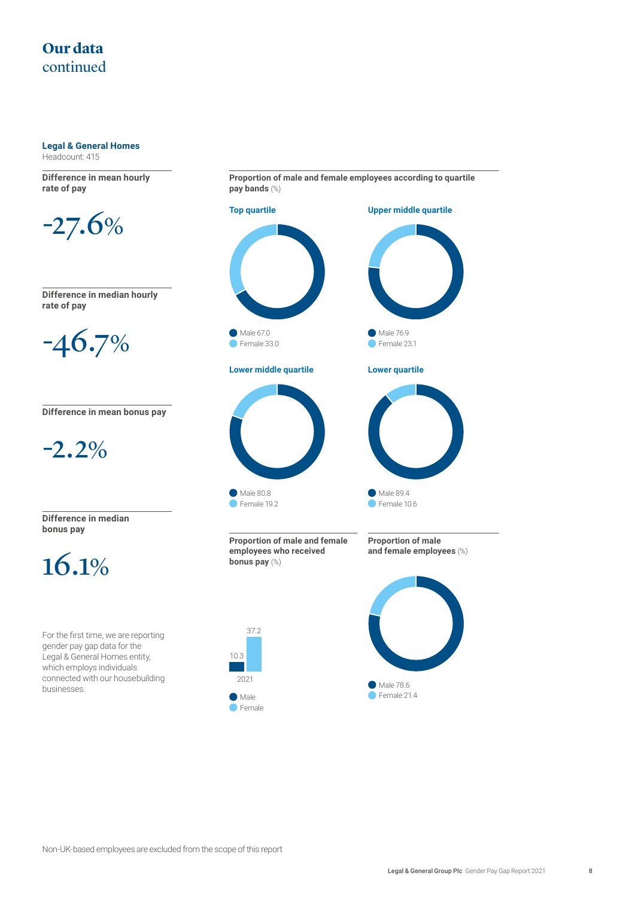# Our data
continued

## Legal & General Homes

Headcount: 415

**Difference in mean hourly rate of pay**

-27.6%

**Difference in median hourly rate of pay**

-46.7%

**Difference in mean bonus pay**

-2.2%

**Difference in median bonus pay**

16.1%

For the first time, we are reporting gender pay gap data for the Legal & General Homes entity, which employs individuals connected with our housebuilding businesses.

**Proportion of male and female employees according to quartile pay bands** (%)

**Top quartile**

Male 67.0
Female 33.0

**Upper middle quartile**

Male 76.9
Female 23.1

**Lower middle quartile**

Male 80.8
Female 19.2

**Lower quartile**

Male 89.4
Female 10.6

**Proportion of male and female employees who received bonus pay** (%)

| | Male | Female |
|---|---|---|
| 2021 | 10.3 | 37.2 |

**Proportion of male and female employees** (%)

Male 78.6
Female 21.4

Non-UK-based employees are excluded from the scope of this report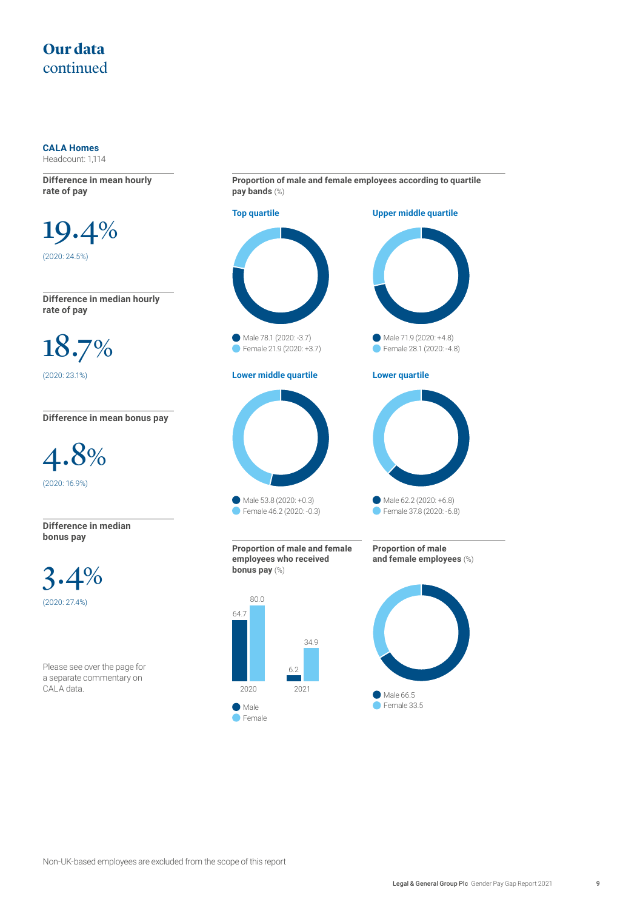# Our data
continued

## CALA Homes

Headcount: 1,114

**Difference in mean hourly rate of pay**

19.4%

(2020: 24.5%)

**Difference in median hourly rate of pay**

18.7%

(2020: 23.1%)

**Difference in mean bonus pay**

4.8%

(2020: 16.9%)

**Difference in median bonus pay**

3.4%

(2020: 27.4%)

Please see over the page for a separate commentary on CALA data.

**Proportion of male and female employees according to quartile pay bands** (%)

**Top quartile**

- Male 78.1 (2020: -3.7)
- Female 21.9 (2020: +3.7)

**Upper middle quartile**

- Male 71.9 (2020: +4.8)
- Female 28.1 (2020: -4.8)

**Lower middle quartile**

- Male 53.8 (2020: +0.3)
- Female 46.2 (2020: -0.3)

**Lower quartile**

- Male 62.2 (2020: +6.8)
- Female 37.8 (2020: -6.8)

**Proportion of male and female employees who received bonus pay** (%)

| | Male | Female |
|---|---|---|
| 2020 | 64.7 | 80.0 |
| 2021 | 6.2 | 34.9 |

**Proportion of male and female employees** (%)

- Male 66.5
- Female 33.5

Non-UK-based employees are excluded from the scope of this report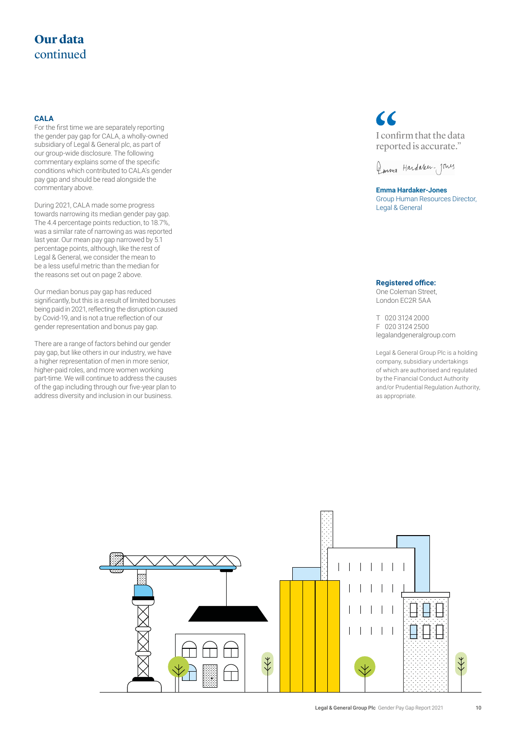# Our data
continued

### CALA

For the first time we are separately reporting the gender pay gap for CALA, a wholly-owned subsidiary of Legal & General plc, as part of our group-wide disclosure. The following commentary explains some of the specific conditions which contributed to CALA's gender pay gap and should be read alongside the commentary above.

During 2021, CALA made some progress towards narrowing its median gender pay gap. The 4.4 percentage points reduction, to 18.7%, was a similar rate of narrowing as was reported last year. Our mean pay gap narrowed by 5.1 percentage points, although, like the rest of Legal & General, we consider the mean to be a less useful metric than the median for the reasons set out on page 2 above.

Our median bonus pay gap has reduced significantly, but this is a result of limited bonuses being paid in 2021, reflecting the disruption caused by Covid-19, and is not a true reflection of our gender representation and bonus pay gap.

There are a range of factors behind our gender pay gap, but like others in our industry, we have a higher representation of men in more senior, higher-paid roles, and more women working part-time. We will continue to address the causes of the gap including through our five-year plan to address diversity and inclusion in our business.

"I confirm that the data reported is accurate."

Emma Hardaker-Jones

**Emma Hardaker-Jones**
Group Human Resources Director, Legal & General

**Registered office:**
One Coleman Street,
London EC2R 5AA

T 020 3124 2000
F 020 3124 2500
legalandgeneralgroup.com

Legal & General Group Plc is a holding company, subsidiary undertakings of which are authorised and regulated by the Financial Conduct Authority and/or Prudential Regulation Authority, as appropriate.